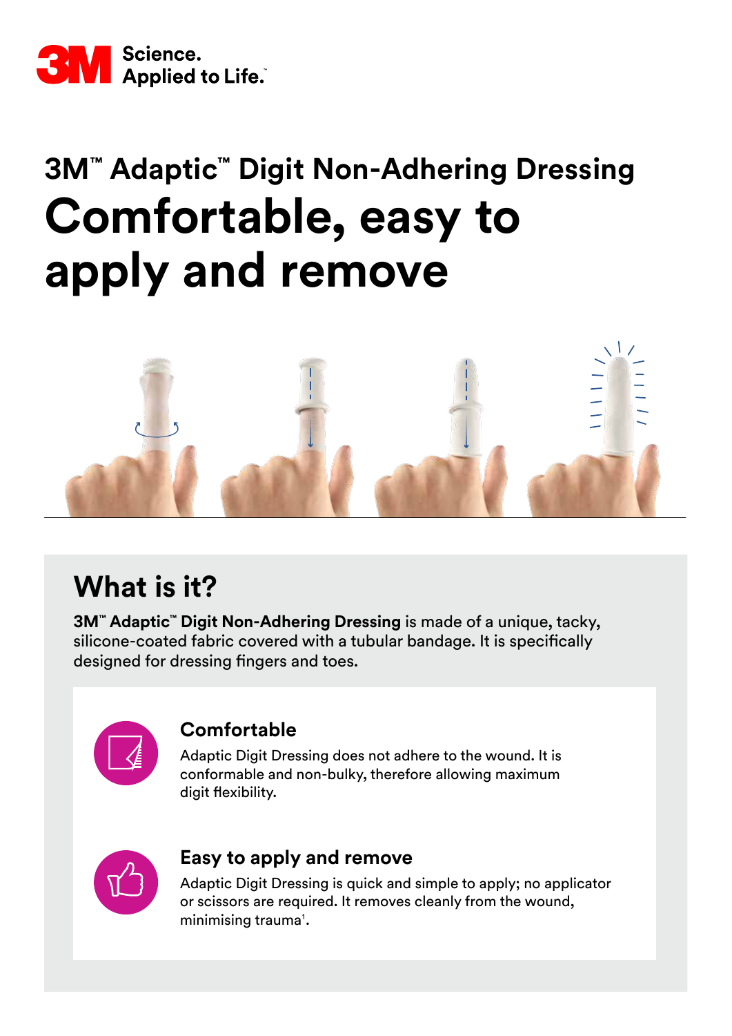3M Science. Applied to Life.™

# 3M™ Adaptic™ Digit Non-Adhering Dressing

# Comfortable, easy to apply and remove

## What is it?

**3M™ Adaptic™ Digit Non-Adhering Dressing** is made of a unique, tacky, silicone-coated fabric covered with a tubular bandage. It is specifically designed for dressing fingers and toes.

### Comfortable

Adaptic Digit Dressing does not adhere to the wound. It is conformable and non-bulky, therefore allowing maximum digit flexibility.

### Easy to apply and remove

Adaptic Digit Dressing is quick and simple to apply; no applicator or scissors are required. It removes cleanly from the wound, minimising trauma[1].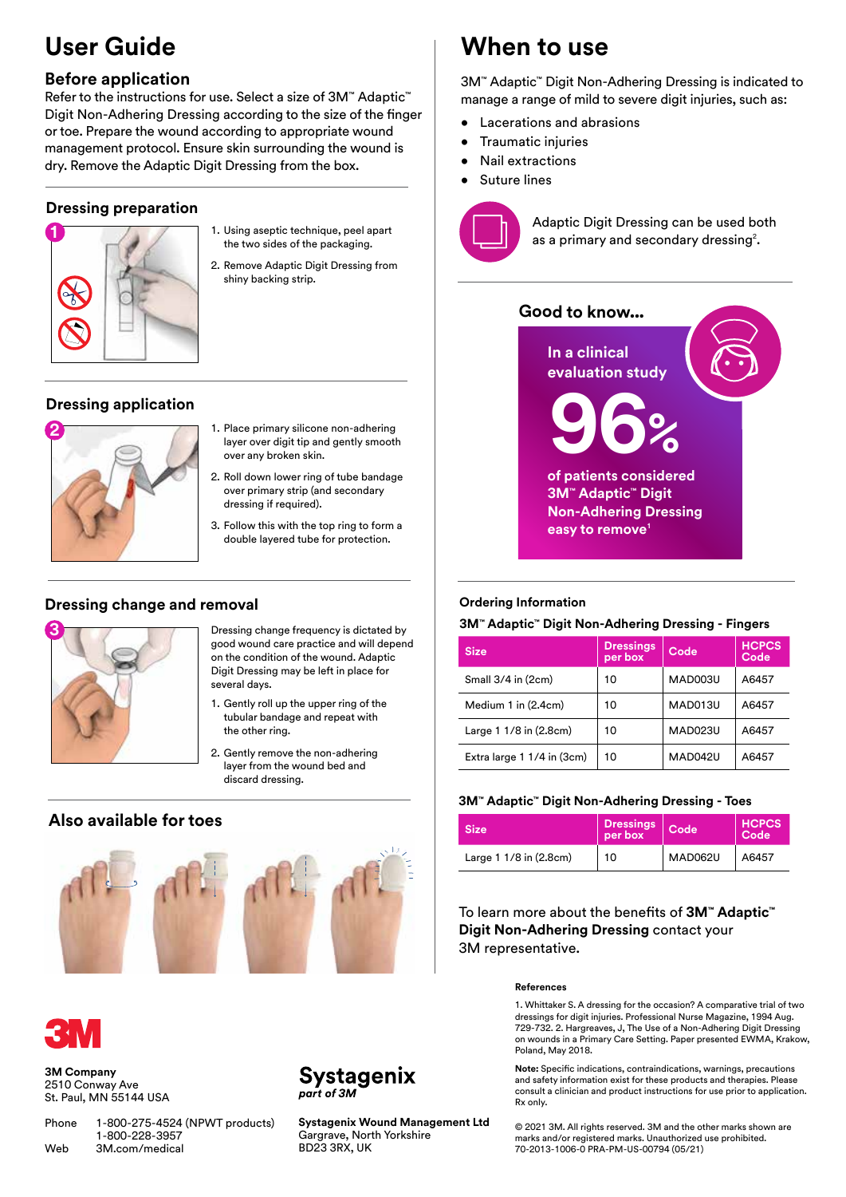# User Guide

## Before application

Refer to the instructions for use. Select a size of 3M™ Adaptic™ Digit Non-Adhering Dressing according to the size of the finger or toe. Prepare the wound according to appropriate wound management protocol. Ensure skin surrounding the wound is dry. Remove the Adaptic Digit Dressing from the box.

### Dressing preparation

1

1. Using aseptic technique, peel apart the two sides of the packaging.
2. Remove Adaptic Digit Dressing from shiny backing strip.

### Dressing application

2

1. Place primary silicone non-adhering layer over digit tip and gently smooth over any broken skin.
2. Roll down lower ring of tube bandage over primary strip (and secondary dressing if required).
3. Follow this with the top ring to form a double layered tube for protection.

### Dressing change and removal

3

Dressing change frequency is dictated by good wound care practice and will depend on the condition of the wound. Adaptic Digit Dressing may be left in place for several days.

1. Gently roll up the upper ring of the tubular bandage and repeat with the other ring.
2. Gently remove the non-adhering layer from the wound bed and discard dressing.

### Also available for toes

# When to use

3M™ Adaptic™ Digit Non-Adhering Dressing is indicated to manage a range of mild to severe digit injuries, such as:

- Lacerations and abrasions
- Traumatic injuries
- Nail extractions
- Suture lines

Adaptic Digit Dressing can be used both as a primary and secondary dressing[2].

### Good to know...

In a clinical evaluation study

96%

of patients considered 3M™ Adaptic™ Digit Non-Adhering Dressing easy to remove[1]

### Ordering Information

**3M™ Adaptic™ Digit Non-Adhering Dressing - Fingers**

| Size | Dressings per box | Code | HCPCS Code |
|---|---|---|---|
| Small 3/4 in (2cm) | 10 | MAD003U | A6457 |
| Medium 1 in (2.4cm) | 10 | MAD013U | A6457 |
| Large 1 1/8 in (2.8cm) | 10 | MAD023U | A6457 |
| Extra large 1 1/4 in (3cm) | 10 | MAD042U | A6457 |

**3M™ Adaptic™ Digit Non-Adhering Dressing - Toes**

| Size | Dressings per box | Code | HCPCS Code |
|---|---|---|---|
| Large 1 1/8 in (2.8cm) | 10 | MAD062U | A6457 |

To learn more about the benefits of **3M™ Adaptic™ Digit Non-Adhering Dressing** contact your 3M representative.

3M

**3M Company**
2510 Conway Ave
St. Paul, MN 55144 USA

Phone 1-800-275-4524 (NPWT products)
1-800-228-3957
Web 3M.com/medical

**Systagenix**
*part of 3M*

**Systagenix Wound Management Ltd**
Gargrave, North Yorkshire
BD23 3RX, UK

**References**

1. Whittaker S. A dressing for the occasion? A comparative trial of two dressings for digit injuries. Professional Nurse Magazine, 1994 Aug. 729-732. 2. Hargreaves, J, The Use of a Non-Adhering Digit Dressing on wounds in a Primary Care Setting. Paper presented EWMA, Krakow, Poland, May 2018.

**Note:** Specific indications, contraindications, warnings, precautions and safety information exist for these products and therapies. Please consult a clinician and product instructions for use prior to application. Rx only.

© 2021 3M. All rights reserved. 3M and the other marks shown are marks and/or registered marks. Unauthorized use prohibited.
70-2013-1006-0 PRA-PM-US-00794 (05/21)